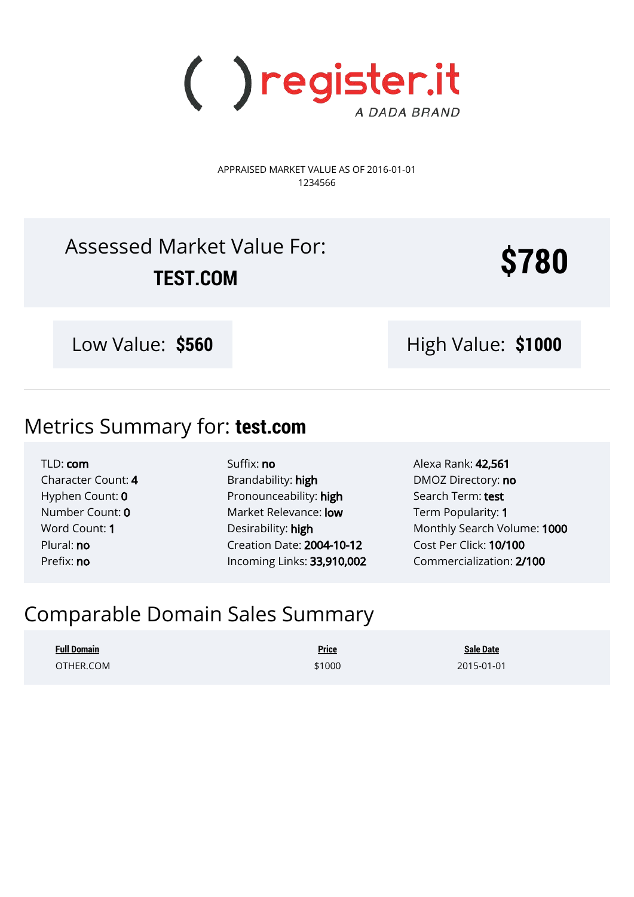( ) register.it

A DADA BRAND

APPRAISED MARKET VALUE AS OF 2016-01-01
1234566

# Assessed Market Value For: **TEST.COM** **$780**

Low Value: **$560**

High Value: **$1000**

## Metrics Summary for: **test.com**

TLD: **com**
Character Count: **4**
Hyphen Count: **0**
Number Count: **0**
Word Count: **1**
Plural: **no**
Prefix: **no**

Suffix: **no**
Brandability: **high**
Pronounceability: **high**
Market Relevance: **low**
Desirability: **high**
Creation Date: **2004-10-12**
Incoming Links: **33,910,002**

Alexa Rank: **42,561**
DMOZ Directory: **no**
Search Term: **test**
Term Popularity: **1**
Monthly Search Volume: **1000**
Cost Per Click: **10/100**
Commercialization: **2/100**

## Comparable Domain Sales Summary

| Full Domain | Price | Sale Date |
|---|---|---|
| OTHER.COM | $1000 | 2015-01-01 |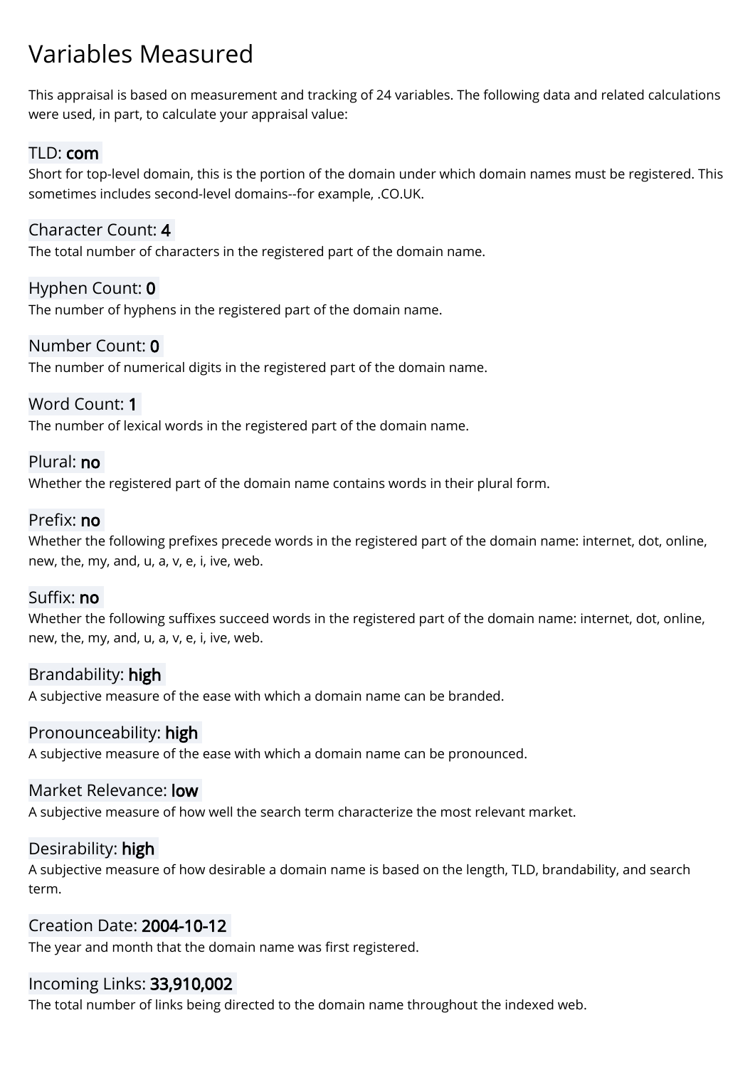# Variables Measured

This appraisal is based on measurement and tracking of 24 variables. The following data and related calculations were used, in part, to calculate your appraisal value:

### TLD: **com**

Short for top-level domain, this is the portion of the domain under which domain names must be registered. This sometimes includes second-level domains--for example, .CO.UK.

### Character Count: **4**

The total number of characters in the registered part of the domain name.

### Hyphen Count: **0**

The number of hyphens in the registered part of the domain name.

### Number Count: **0**

The number of numerical digits in the registered part of the domain name.

### Word Count: **1**

The number of lexical words in the registered part of the domain name.

### Plural: **no**

Whether the registered part of the domain name contains words in their plural form.

### Prefix: **no**

Whether the following prefixes precede words in the registered part of the domain name: internet, dot, online, new, the, my, and, u, a, v, e, i, ive, web.

### Suffix: **no**

Whether the following suffixes succeed words in the registered part of the domain name: internet, dot, online, new, the, my, and, u, a, v, e, i, ive, web.

### Brandability: **high**

A subjective measure of the ease with which a domain name can be branded.

### Pronounceability: **high**

A subjective measure of the ease with which a domain name can be pronounced.

### Market Relevance: **low**

A subjective measure of how well the search term characterize the most relevant market.

### Desirability: **high**

A subjective measure of how desirable a domain name is based on the length, TLD, brandability, and search term.

### Creation Date: **2004-10-12**

The year and month that the domain name was first registered.

### Incoming Links: **33,910,002**

The total number of links being directed to the domain name throughout the indexed web.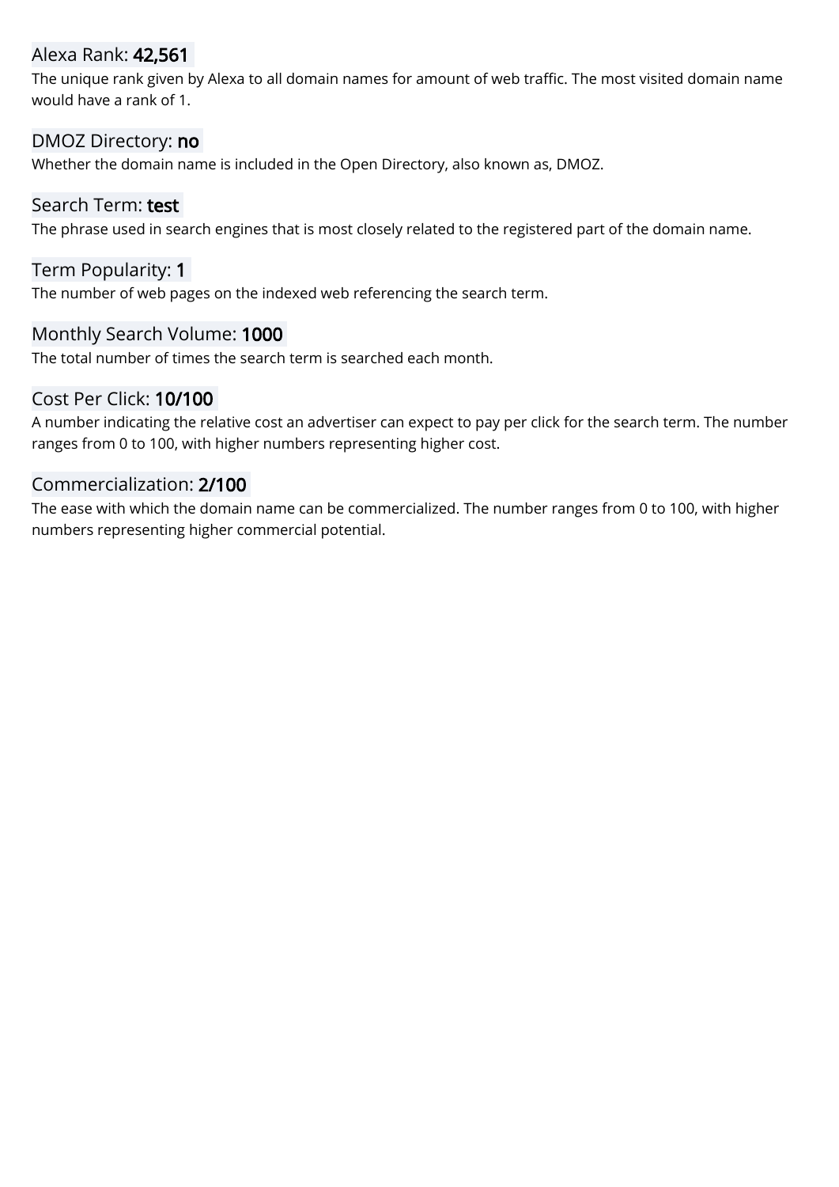## Alexa Rank: **42,561**

The unique rank given by Alexa to all domain names for amount of web traffic. The most visited domain name would have a rank of 1.

## DMOZ Directory: **no**

Whether the domain name is included in the Open Directory, also known as, DMOZ.

## Search Term: **test**

The phrase used in search engines that is most closely related to the registered part of the domain name.

## Term Popularity: **1**

The number of web pages on the indexed web referencing the search term.

## Monthly Search Volume: **1000**

The total number of times the search term is searched each month.

## Cost Per Click: **10/100**

A number indicating the relative cost an advertiser can expect to pay per click for the search term. The number ranges from 0 to 100, with higher numbers representing higher cost.

## Commercialization: **2/100**

The ease with which the domain name can be commercialized. The number ranges from 0 to 100, with higher numbers representing higher commercial potential.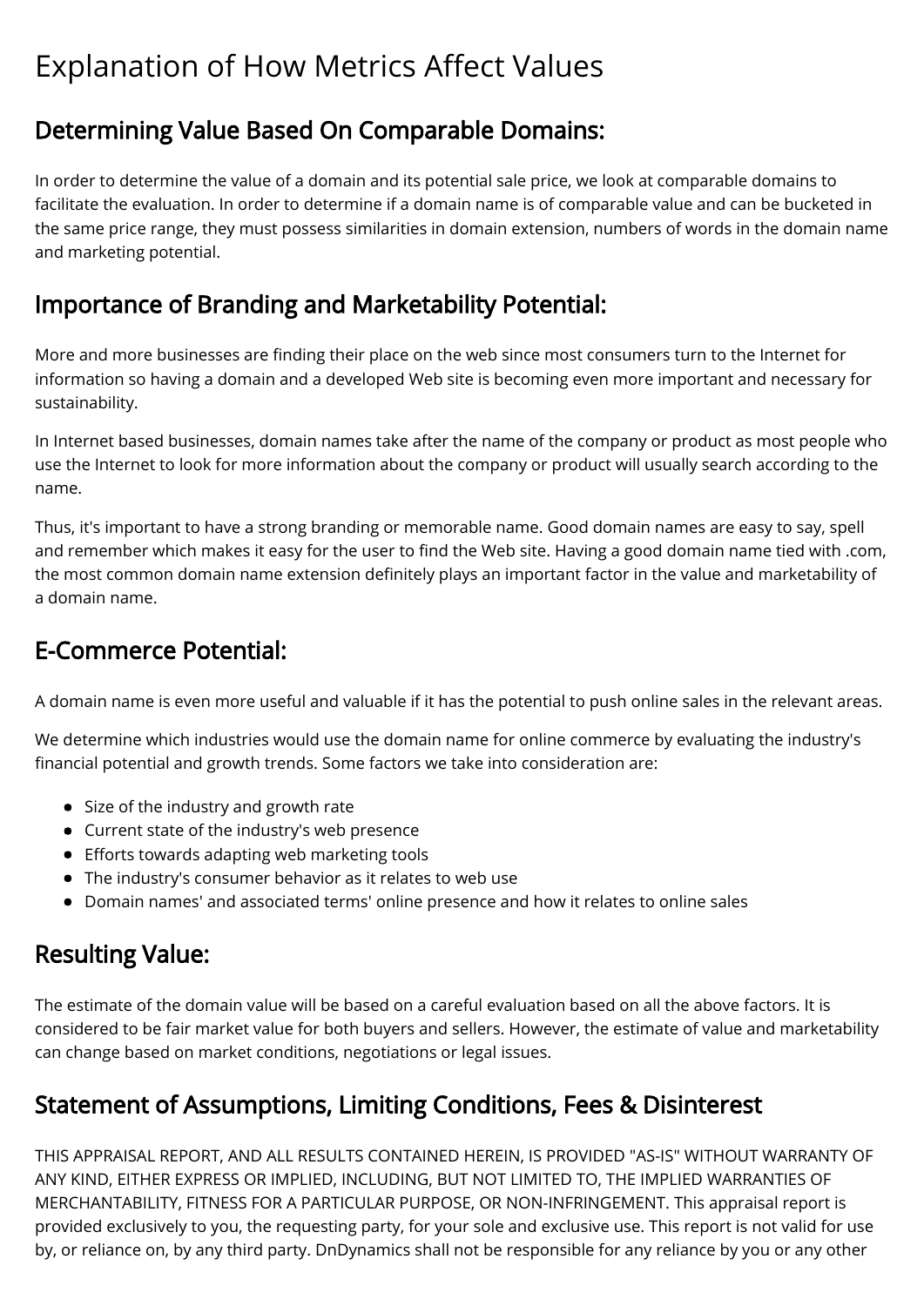# Explanation of How Metrics Affect Values

## Determining Value Based On Comparable Domains:

In order to determine the value of a domain and its potential sale price, we look at comparable domains to facilitate the evaluation. In order to determine if a domain name is of comparable value and can be bucketed in the same price range, they must possess similarities in domain extension, numbers of words in the domain name and marketing potential.

## Importance of Branding and Marketability Potential:

More and more businesses are finding their place on the web since most consumers turn to the Internet for information so having a domain and a developed Web site is becoming even more important and necessary for sustainability.

In Internet based businesses, domain names take after the name of the company or product as most people who use the Internet to look for more information about the company or product will usually search according to the name.

Thus, it's important to have a strong branding or memorable name. Good domain names are easy to say, spell and remember which makes it easy for the user to find the Web site. Having a good domain name tied with .com, the most common domain name extension definitely plays an important factor in the value and marketability of a domain name.

## E-Commerce Potential:

A domain name is even more useful and valuable if it has the potential to push online sales in the relevant areas.

We determine which industries would use the domain name for online commerce by evaluating the industry's financial potential and growth trends. Some factors we take into consideration are:

- Size of the industry and growth rate
- Current state of the industry's web presence
- Efforts towards adapting web marketing tools
- The industry's consumer behavior as it relates to web use
- Domain names' and associated terms' online presence and how it relates to online sales

## Resulting Value:

The estimate of the domain value will be based on a careful evaluation based on all the above factors. It is considered to be fair market value for both buyers and sellers. However, the estimate of value and marketability can change based on market conditions, negotiations or legal issues.

## Statement of Assumptions, Limiting Conditions, Fees & Disinterest

THIS APPRAISAL REPORT, AND ALL RESULTS CONTAINED HEREIN, IS PROVIDED "AS-IS" WITHOUT WARRANTY OF ANY KIND, EITHER EXPRESS OR IMPLIED, INCLUDING, BUT NOT LIMITED TO, THE IMPLIED WARRANTIES OF MERCHANTABILITY, FITNESS FOR A PARTICULAR PURPOSE, OR NON-INFRINGEMENT. This appraisal report is provided exclusively to you, the requesting party, for your sole and exclusive use. This report is not valid for use by, or reliance on, by any third party. DnDynamics shall not be responsible for any reliance by you or any other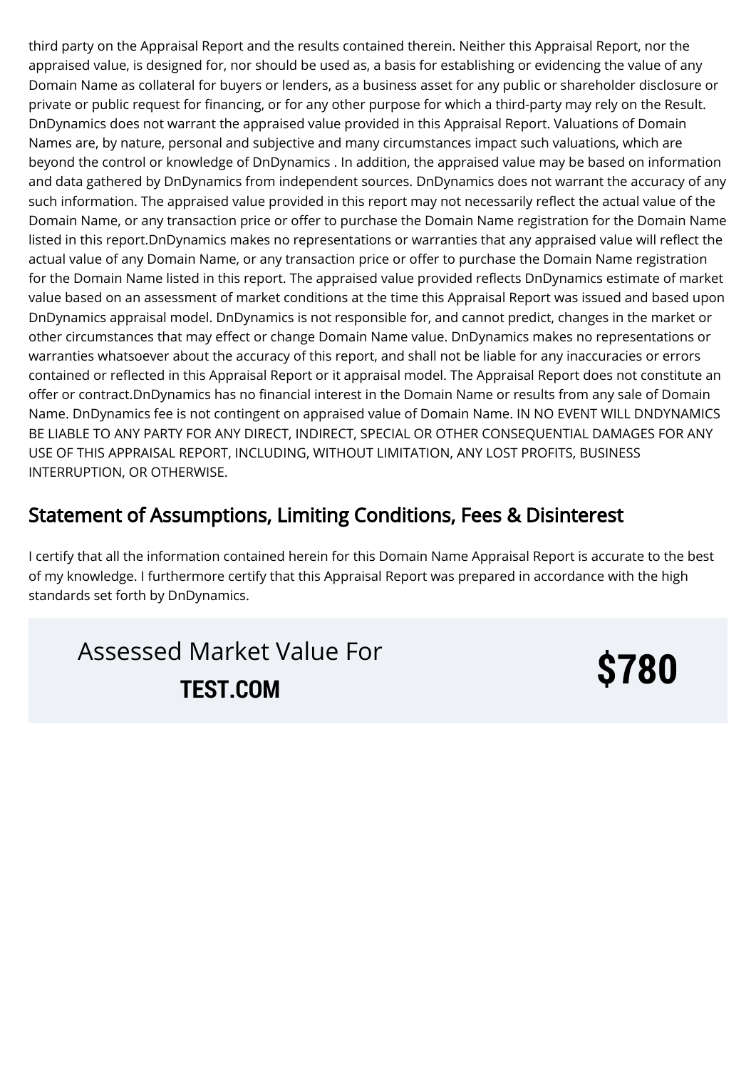third party on the Appraisal Report and the results contained therein. Neither this Appraisal Report, nor the appraised value, is designed for, nor should be used as, a basis for establishing or evidencing the value of any Domain Name as collateral for buyers or lenders, as a business asset for any public or shareholder disclosure or private or public request for financing, or for any other purpose for which a third-party may rely on the Result. DnDynamics does not warrant the appraised value provided in this Appraisal Report. Valuations of Domain Names are, by nature, personal and subjective and many circumstances impact such valuations, which are beyond the control or knowledge of DnDynamics . In addition, the appraised value may be based on information and data gathered by DnDynamics from independent sources. DnDynamics does not warrant the accuracy of any such information. The appraised value provided in this report may not necessarily reflect the actual value of the Domain Name, or any transaction price or offer to purchase the Domain Name registration for the Domain Name listed in this report.DnDynamics makes no representations or warranties that any appraised value will reflect the actual value of any Domain Name, or any transaction price or offer to purchase the Domain Name registration for the Domain Name listed in this report. The appraised value provided reflects DnDynamics estimate of market value based on an assessment of market conditions at the time this Appraisal Report was issued and based upon DnDynamics appraisal model. DnDynamics is not responsible for, and cannot predict, changes in the market or other circumstances that may effect or change Domain Name value. DnDynamics makes no representations or warranties whatsoever about the accuracy of this report, and shall not be liable for any inaccuracies or errors contained or reflected in this Appraisal Report or it appraisal model. The Appraisal Report does not constitute an offer or contract.DnDynamics has no financial interest in the Domain Name or results from any sale of Domain Name. DnDynamics fee is not contingent on appraised value of Domain Name. IN NO EVENT WILL DNDYNAMICS BE LIABLE TO ANY PARTY FOR ANY DIRECT, INDIRECT, SPECIAL OR OTHER CONSEQUENTIAL DAMAGES FOR ANY USE OF THIS APPRAISAL REPORT, INCLUDING, WITHOUT LIMITATION, ANY LOST PROFITS, BUSINESS INTERRUPTION, OR OTHERWISE.

## Statement of Assumptions, Limiting Conditions, Fees & Disinterest

I certify that all the information contained herein for this Domain Name Appraisal Report is accurate to the best of my knowledge. I furthermore certify that this Appraisal Report was prepared in accordance with the high standards set forth by DnDynamics.

Assessed Market Value For
**TEST.COM**

**$780**